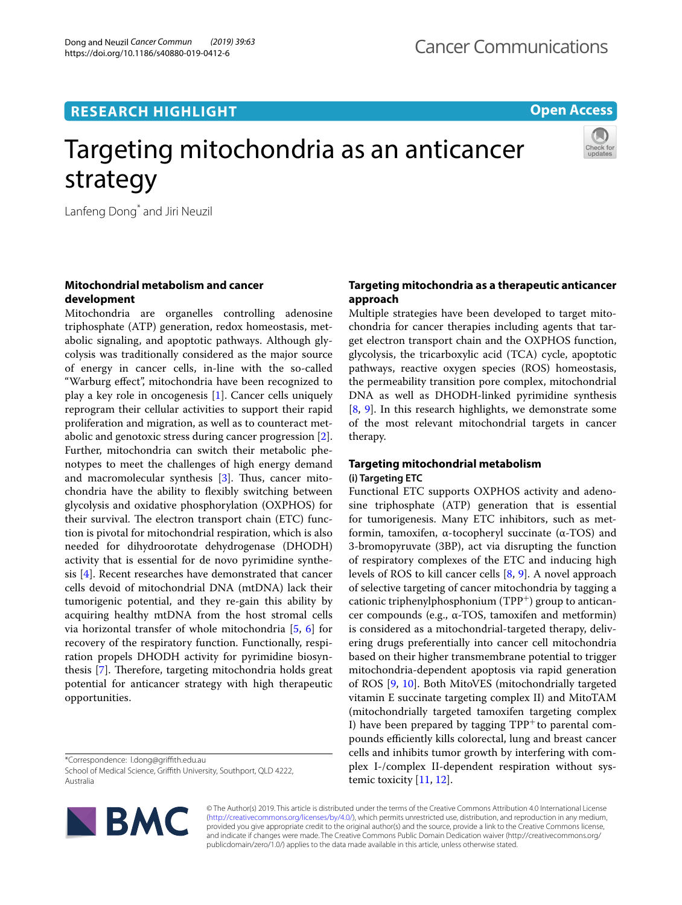RESEARCH HIGHLIGHT

Open Access

# Targeting mitochondria as an anticancer strategy

Lanfeng Dong* and Jiri Neuzil

## Mitochondrial metabolism and cancer development

Mitochondria are organelles controlling adenosine triphosphate (ATP) generation, redox homeostasis, metabolic signaling, and apoptotic pathways. Although glycolysis was traditionally considered as the major source of energy in cancer cells, in-line with the so-called "Warburg effect", mitochondria have been recognized to play a key role in oncogenesis [1]. Cancer cells uniquely reprogram their cellular activities to support their rapid proliferation and migration, as well as to counteract metabolic and genotoxic stress during cancer progression [2]. Further, mitochondria can switch their metabolic phenotypes to meet the challenges of high energy demand and macromolecular synthesis [3]. Thus, cancer mitochondria have the ability to flexibly switching between glycolysis and oxidative phosphorylation (OXPHOS) for their survival. The electron transport chain (ETC) function is pivotal for mitochondrial respiration, which is also needed for dihydroorotate dehydrogenase (DHODH) activity that is essential for de novo pyrimidine synthesis [4]. Recent researches have demonstrated that cancer cells devoid of mitochondrial DNA (mtDNA) lack their tumorigenic potential, and they re-gain this ability by acquiring healthy mtDNA from the host stromal cells via horizontal transfer of whole mitochondria [5, 6] for recovery of the respiratory function. Functionally, respiration propels DHODH activity for pyrimidine biosynthesis [7]. Therefore, targeting mitochondria holds great potential for anticancer strategy with high therapeutic opportunities.

## Targeting mitochondria as a therapeutic anticancer approach

Multiple strategies have been developed to target mitochondria for cancer therapies including agents that target electron transport chain and the OXPHOS function, glycolysis, the tricarboxylic acid (TCA) cycle, apoptotic pathways, reactive oxygen species (ROS) homeostasis, the permeability transition pore complex, mitochondrial DNA as well as DHODH-linked pyrimidine synthesis [8, 9]. In this research highlights, we demonstrate some of the most relevant mitochondrial targets in cancer therapy.

## Targeting mitochondrial metabolism

### (i) Targeting ETC

Functional ETC supports OXPHOS activity and adenosine triphosphate (ATP) generation that is essential for tumorigenesis. Many ETC inhibitors, such as metformin, tamoxifen, α-tocopheryl succinate (α-TOS) and 3-bromopyruvate (3BP), act via disrupting the function of respiratory complexes of the ETC and inducing high levels of ROS to kill cancer cells [8, 9]. A novel approach of selective targeting of cancer mitochondria by tagging a cationic triphenylphosphonium ($TPP^{+}$) group to anticancer compounds (e.g., α-TOS, tamoxifen and metformin) is considered as a mitochondrial-targeted therapy, delivering drugs preferentially into cancer cell mitochondria based on their higher transmembrane potential to trigger mitochondria-dependent apoptosis via rapid generation of ROS [9, 10]. Both MitoVES (mitochondrially targeted vitamin E succinate targeting complex II) and MitoTAM (mitochondrially targeted tamoxifen targeting complex I) have been prepared by tagging $TPP^{+}$ to parental compounds efficiently kills colorectal, lung and breast cancer cells and inhibits tumor growth by interfering with complex I-/complex II-dependent respiration without systemic toxicity [11, 12].

*Correspondence: l.dong@griffith.edu.au
School of Medical Science, Griffith University, Southport, QLD 4222, Australia

© The Author(s) 2019. This article is distributed under the terms of the Creative Commons Attribution 4.0 International License (http://creativecommons.org/licenses/by/4.0/), which permits unrestricted use, distribution, and reproduction in any medium, provided you give appropriate credit to the original author(s) and the source, provide a link to the Creative Commons license, and indicate if changes were made. The Creative Commons Public Domain Dedication waiver (http://creativecommons.org/publicdomain/zero/1.0/) applies to the data made available in this article, unless otherwise stated.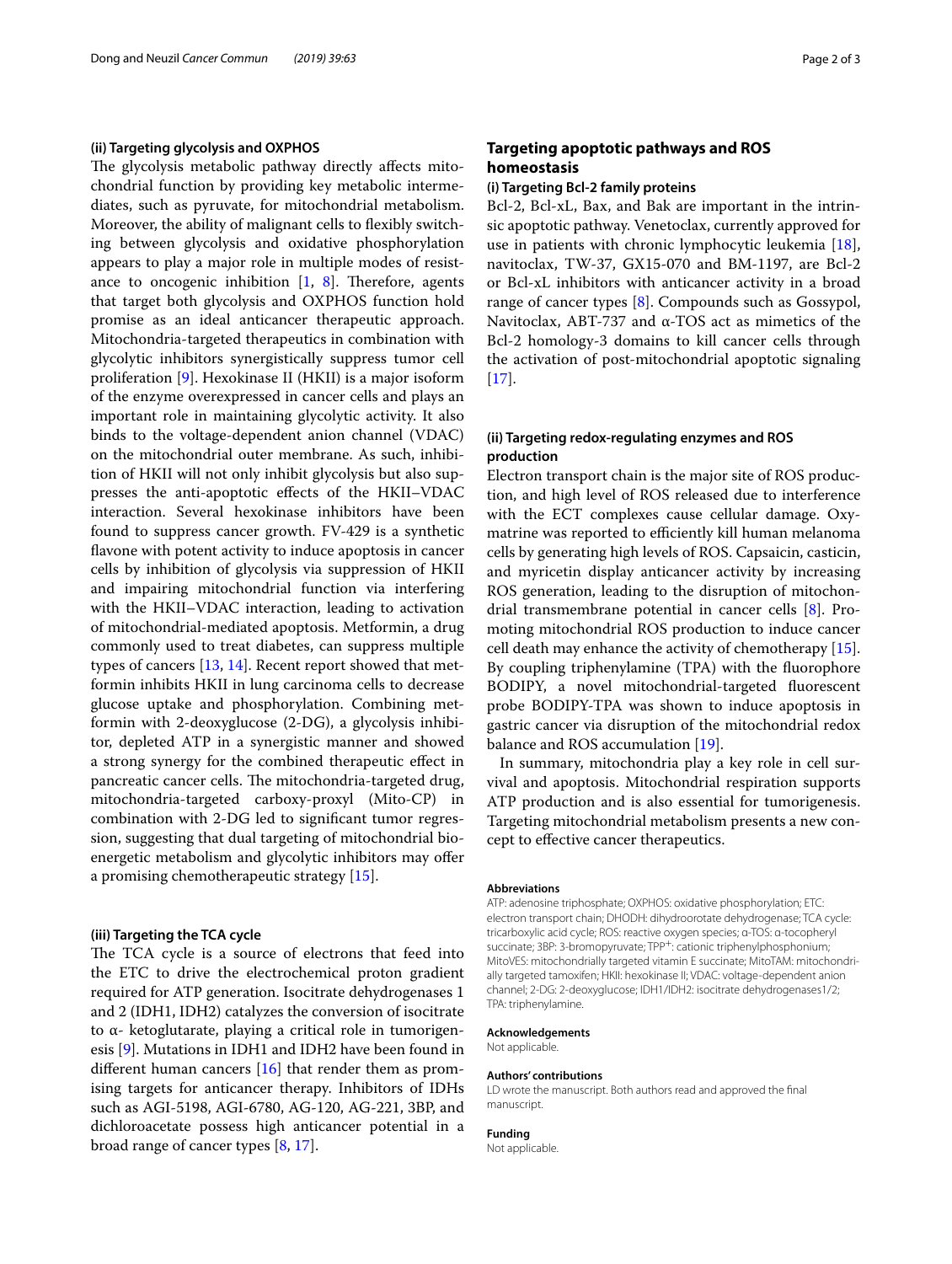### (ii) Targeting glycolysis and OXPHOS

The glycolysis metabolic pathway directly affects mitochondrial function by providing key metabolic intermediates, such as pyruvate, for mitochondrial metabolism. Moreover, the ability of malignant cells to flexibly switching between glycolysis and oxidative phosphorylation appears to play a major role in multiple modes of resistance to oncogenic inhibition [1, 8]. Therefore, agents that target both glycolysis and OXPHOS function hold promise as an ideal anticancer therapeutic approach. Mitochondria-targeted therapeutics in combination with glycolytic inhibitors synergistically suppress tumor cell proliferation [9]. Hexokinase II (HKII) is a major isoform of the enzyme overexpressed in cancer cells and plays an important role in maintaining glycolytic activity. It also binds to the voltage-dependent anion channel (VDAC) on the mitochondrial outer membrane. As such, inhibition of HKII will not only inhibit glycolysis but also suppresses the anti-apoptotic effects of the HKII–VDAC interaction. Several hexokinase inhibitors have been found to suppress cancer growth. FV-429 is a synthetic flavone with potent activity to induce apoptosis in cancer cells by inhibition of glycolysis via suppression of HKII and impairing mitochondrial function via interfering with the HKII–VDAC interaction, leading to activation of mitochondrial-mediated apoptosis. Metformin, a drug commonly used to treat diabetes, can suppress multiple types of cancers [13, 14]. Recent report showed that metformin inhibits HKII in lung carcinoma cells to decrease glucose uptake and phosphorylation. Combining metformin with 2-deoxyglucose (2-DG), a glycolysis inhibitor, depleted ATP in a synergistic manner and showed a strong synergy for the combined therapeutic effect in pancreatic cancer cells. The mitochondria-targeted drug, mitochondria-targeted carboxy-proxyl (Mito-CP) in combination with 2-DG led to significant tumor regression, suggesting that dual targeting of mitochondrial bioenergetic metabolism and glycolytic inhibitors may offer a promising chemotherapeutic strategy [15].

### (iii) Targeting the TCA cycle

The TCA cycle is a source of electrons that feed into the ETC to drive the electrochemical proton gradient required for ATP generation. Isocitrate dehydrogenases 1 and 2 (IDH1, IDH2) catalyzes the conversion of isocitrate to α- ketoglutarate, playing a critical role in tumorigenesis [9]. Mutations in IDH1 and IDH2 have been found in different human cancers [16] that render them as promising targets for anticancer therapy. Inhibitors of IDHs such as AGI-5198, AGI-6780, AG-120, AG-221, 3BP, and dichloroacetate possess high anticancer potential in a broad range of cancer types [8, 17].

## Targeting apoptotic pathways and ROS homeostasis

### (i) Targeting Bcl-2 family proteins

Bcl-2, Bcl-xL, Bax, and Bak are important in the intrinsic apoptotic pathway. Venetoclax, currently approved for use in patients with chronic lymphocytic leukemia [18], navitoclax, TW-37, GX15-070 and BM-1197, are Bcl-2 or Bcl-xL inhibitors with anticancer activity in a broad range of cancer types [8]. Compounds such as Gossypol, Navitoclax, ABT-737 and α-TOS act as mimetics of the Bcl-2 homology-3 domains to kill cancer cells through the activation of post-mitochondrial apoptotic signaling [17].

### (ii) Targeting redox-regulating enzymes and ROS production

Electron transport chain is the major site of ROS production, and high level of ROS released due to interference with the ECT complexes cause cellular damage. Oxymatrine was reported to efficiently kill human melanoma cells by generating high levels of ROS. Capsaicin, casticin, and myricetin display anticancer activity by increasing ROS generation, leading to the disruption of mitochondrial transmembrane potential in cancer cells [8]. Promoting mitochondrial ROS production to induce cancer cell death may enhance the activity of chemotherapy [15]. By coupling triphenylamine (TPA) with the fluorophore BODIPY, a novel mitochondrial-targeted fluorescent probe BODIPY-TPA was shown to induce apoptosis in gastric cancer via disruption of the mitochondrial redox balance and ROS accumulation [19].

In summary, mitochondria play a key role in cell survival and apoptosis. Mitochondrial respiration supports ATP production and is also essential for tumorigenesis. Targeting mitochondrial metabolism presents a new concept to effective cancer therapeutics.

#### Abbreviations

ATP: adenosine triphosphate; OXPHOS: oxidative phosphorylation; ETC: electron transport chain; DHODH: dihydroorotate dehydrogenase; TCA cycle: tricarboxylic acid cycle; ROS: reactive oxygen species; α-TOS: α-tocopheryl succinate; 3BP: 3-bromopyruvate; $TPP^+$: cationic triphenylphosphonium; MitoVES: mitochondrially targeted vitamin E succinate; MitoTAM: mitochondrially targeted tamoxifen; HKII: hexokinase II; VDAC: voltage-dependent anion channel; 2-DG: 2-deoxyglucose; IDH1/IDH2: isocitrate dehydrogenases1/2; TPA: triphenylamine.

#### Acknowledgements

Not applicable.

#### Authors' contributions

LD wrote the manuscript. Both authors read and approved the final manuscript.

#### Funding

Not applicable.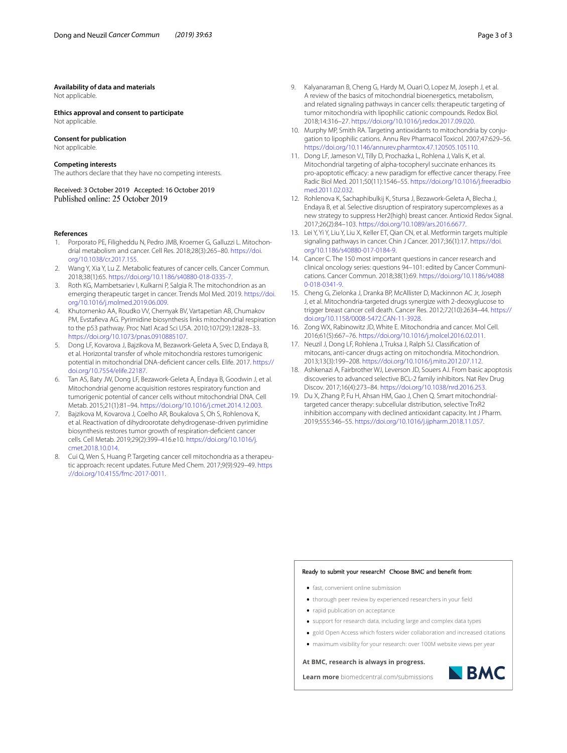**Availability of data and materials**
Not applicable.

**Ethics approval and consent to participate**
Not applicable.

**Consent for publication**
Not applicable.

**Competing interests**
The authors declare that they have no competing interests.

Received: 3 October 2019 Accepted: 16 October 2019
Published online: 25 October 2019

## References

1. Porporato PE, Filigheddu N, Pedro JMB, Kroemer G, Galluzzi L. Mitochondrial metabolism and cancer. Cell Res. 2018;28(3):265–80. https://doi.org/10.1038/cr.2017.155.
2. Wang Y, Xia Y, Lu Z. Metabolic features of cancer cells. Cancer Commun. 2018;38(1):65. https://doi.org/10.1186/s40880-018-0335-7.
3. Roth KG, Mambetsariev I, Kulkarni P, Salgia R. The mitochondrion as an emerging therapeutic target in cancer. Trends Mol Med. 2019. https://doi.org/10.1016/j.molmed.2019.06.009.
4. Khutornenko AA, Roudko VV, Chernyak BV, Vartapetian AB, Chumakov PM, Evstafieva AG. Pyrimidine biosynthesis links mitochondrial respiration to the p53 pathway. Proc Natl Acad Sci USA. 2010;107(29):12828–33. https://doi.org/10.1073/pnas.0910885107.
5. Dong LF, Kovarova J, Bajzikova M, Bezawork-Geleta A, Svec D, Endaya B, et al. Horizontal transfer of whole mitochondria restores tumorigenic potential in mitochondrial DNA-deficient cancer cells. Elife. 2017. https://doi.org/10.7554/elife.22187.
6. Tan AS, Baty JW, Dong LF, Bezawork-Geleta A, Endaya B, Goodwin J, et al. Mitochondrial genome acquisition restores respiratory function and tumorigenic potential of cancer cells without mitochondrial DNA. Cell Metab. 2015;21(1):81–94. https://doi.org/10.1016/j.cmet.2014.12.003.
7. Bajzikova M, Kovarova J, Coelho AR, Boukalova S, Oh S, Rohlenova K, et al. Reactivation of dihydroorotate dehydrogenase-driven pyrimidine biosynthesis restores tumor growth of respiration-deficient cancer cells. Cell Metab. 2019;29(2):399–416.e10. https://doi.org/10.1016/j.cmet.2018.10.014.
8. Cui Q, Wen S, Huang P. Targeting cancer cell mitochondria as a therapeutic approach: recent updates. Future Med Chem. 2017;9(9):929–49. https://doi.org/10.4155/fmc-2017-0011.
9. Kalyanaraman B, Cheng G, Hardy M, Ouari O, Lopez M, Joseph J, et al. A review of the basics of mitochondrial bioenergetics, metabolism, and related signaling pathways in cancer cells: therapeutic targeting of tumor mitochondria with lipophilic cationic compounds. Redox Biol. 2018;14:316–27. https://doi.org/10.1016/j.redox.2017.09.020.
10. Murphy MP, Smith RA. Targeting antioxidants to mitochondria by conjugation to lipophilic cations. Annu Rev Pharmacol Toxicol. 2007;47:629–56. https://doi.org/10.1146/annurev.pharmtox.47.120505.105110.
11. Dong LF, Jameson VJ, Tilly D, Prochazka L, Rohlena J, Valis K, et al. Mitochondrial targeting of alpha-tocopheryl succinate enhances its pro-apoptotic efficacy: a new paradigm for effective cancer therapy. Free Radic Biol Med. 2011;50(11):1546–55. https://doi.org/10.1016/j.freeradbiomed.2011.02.032.
12. Rohlenova K, Sachaphibulkij K, Stursa J, Bezawork-Geleta A, Blecha J, Endaya B, et al. Selective disruption of respiratory supercomplexes as a new strategy to suppress Her2(high) breast cancer. Antioxid Redox Signal. 2017;26(2):84–103. https://doi.org/10.1089/ars.2016.6677.
13. Lei Y, Yi Y, Liu Y, Liu X, Keller ET, Qian CN, et al. Metformin targets multiple signaling pathways in cancer. Chin J Cancer. 2017;36(1):17. https://doi.org/10.1186/s40880-017-0184-9.
14. Cancer C. The 150 most important questions in cancer research and clinical oncology series: questions 94–101: edited by Cancer Communications. Cancer Commun. 2018;38(1):69. https://doi.org/10.1186/s40880-018-0341-9.
15. Cheng G, Zielonka J, Dranka BP, McAllister D, Mackinnon AC Jr, Joseph J, et al. Mitochondria-targeted drugs synergize with 2-deoxyglucose to trigger breast cancer cell death. Cancer Res. 2012;72(10):2634–44. https://doi.org/10.1158/0008-5472.CAN-11-3928.
16. Zong WX, Rabinowitz JD, White E. Mitochondria and cancer. Mol Cell. 2016;61(5):667–76. https://doi.org/10.1016/j.molcel.2016.02.011.
17. Neuzil J, Dong LF, Rohlena J, Truksa J, Ralph SJ. Classification of mitocans, anti-cancer drugs acting on mitochondria. Mitochondrion. 2013;13(3):199–208. https://doi.org/10.1016/j.mito.2012.07.112.
18. Ashkenazi A, Fairbrother WJ, Leverson JD, Souers AJ. From basic apoptosis discoveries to advanced selective BCL-2 family inhibitors. Nat Rev Drug Discov. 2017;16(4):273–84. https://doi.org/10.1038/nrd.2016.253.
19. Du X, Zhang P, Fu H, Ahsan HM, Gao J, Chen Q. Smart mitochondrial-targeted cancer therapy: subcellular distribution, selective TrxR2 inhibition accompany with declined antioxidant capacity. Int J Pharm. 2019;555:346–55. https://doi.org/10.1016/j.ijpharm.2018.11.057.

Ready to submit your research? Choose BMC and benefit from:

- fast, convenient online submission
- thorough peer review by experienced researchers in your field
- rapid publication on acceptance
- support for research data, including large and complex data types
- gold Open Access which fosters wider collaboration and increased citations
- maximum visibility for your research: over 100M website views per year

**At BMC, research is always in progress.**

**Learn more** biomedcentral.com/submissions

BMC